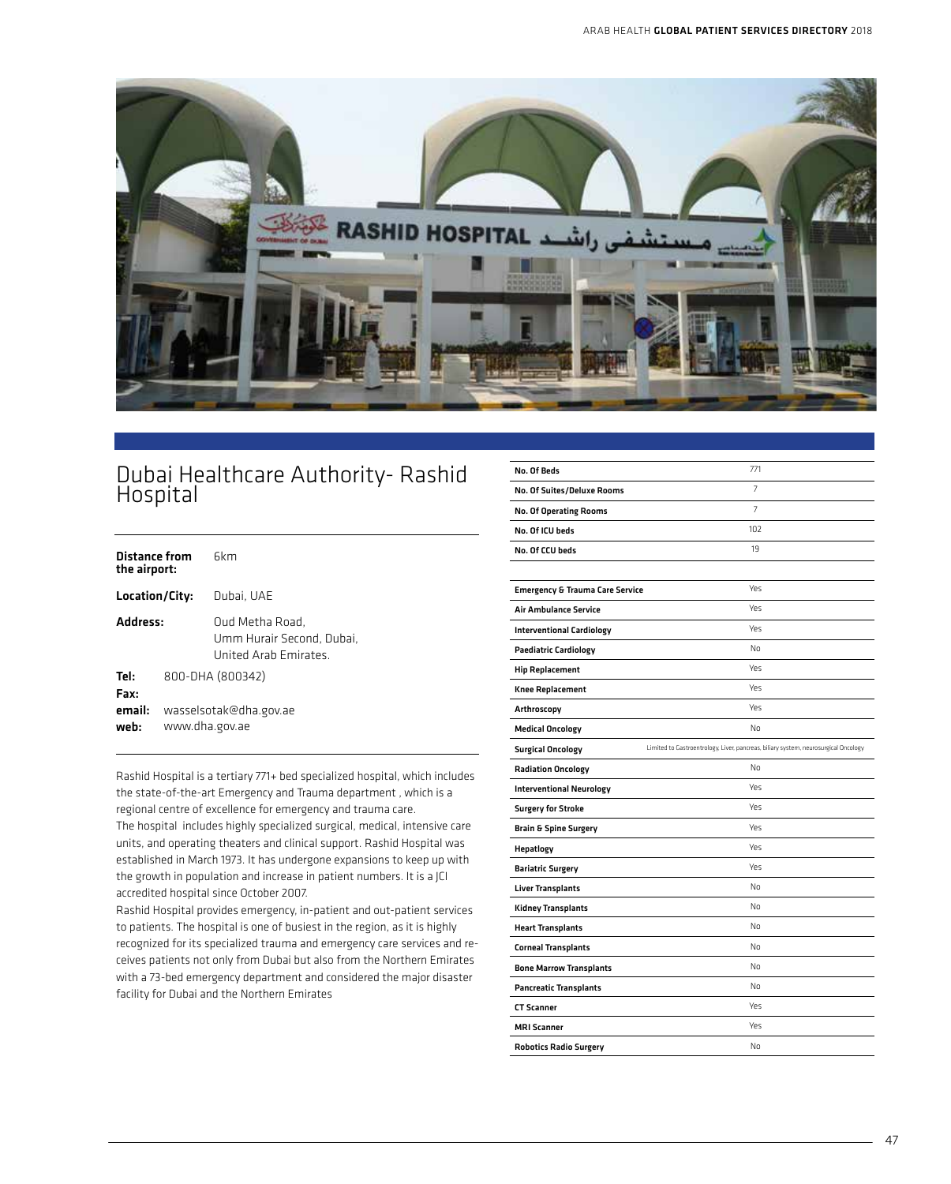# Dubai Healthcare Authority- Rashid Hospital

**Distance from the airport:** 6km

**Location/City:** Dubai, UAE

**Address:** Oud Metha Road, Umm Hurair Second, Dubai, United Arab Emirates.

**Tel:** 800-DHA (800342)
**Fax:**
**email:** wasselsotak@dha.gov.ae
**web:** www.dha.gov.ae

Rashid Hospital is a tertiary 771+ bed specialized hospital, which includes the state-of-the-art Emergency and Trauma department , which is a regional centre of excellence for emergency and trauma care.
The hospital includes highly specialized surgical, medical, intensive care units, and operating theaters and clinical support. Rashid Hospital was established in March 1973. It has undergone expansions to keep up with the growth in population and increase in patient numbers. It is a JCI accredited hospital since October 2007.
Rashid Hospital provides emergency, in-patient and out-patient services to patients. The hospital is one of busiest in the region, as it is highly recognized for its specialized trauma and emergency care services and receives patients not only from Dubai but also from the Northern Emirates with a 73-bed emergency department and considered the major disaster facility for Dubai and the Northern Emirates

| | |
|---|---|
| **No. Of Beds** | 771 |
| **No. Of Suites/Deluxe Rooms** | 7 |
| **No. Of Operating Rooms** | 7 |
| **No. Of ICU beds** | 102 |
| **No. Of CCU beds** | 19 |

| | |
|---|---|
| **Emergency & Trauma Care Service** | Yes |
| **Air Ambulance Service** | Yes |
| **Interventional Cardiology** | Yes |
| **Paediatric Cardiology** | No |
| **Hip Replacement** | Yes |
| **Knee Replacement** | Yes |
| **Arthroscopy** | Yes |
| **Medical Oncology** | No |
| **Surgical Oncology** | Limited to Gastroentrology, Liver, pancreas, biliary system, neurosurgical Oncology |
| **Radiation Oncology** | No |
| **Interventional Neurology** | Yes |
| **Surgery for Stroke** | Yes |
| **Brain & Spine Surgery** | Yes |
| **Hepatlogy** | Yes |
| **Bariatric Surgery** | Yes |
| **Liver Transplants** | No |
| **Kidney Transplants** | No |
| **Heart Transplants** | No |
| **Corneal Transplants** | No |
| **Bone Marrow Transplants** | No |
| **Pancreatic Transplants** | No |
| **CT Scanner** | Yes |
| **MRI Scanner** | Yes |
| **Robotics Radio Surgery** | No |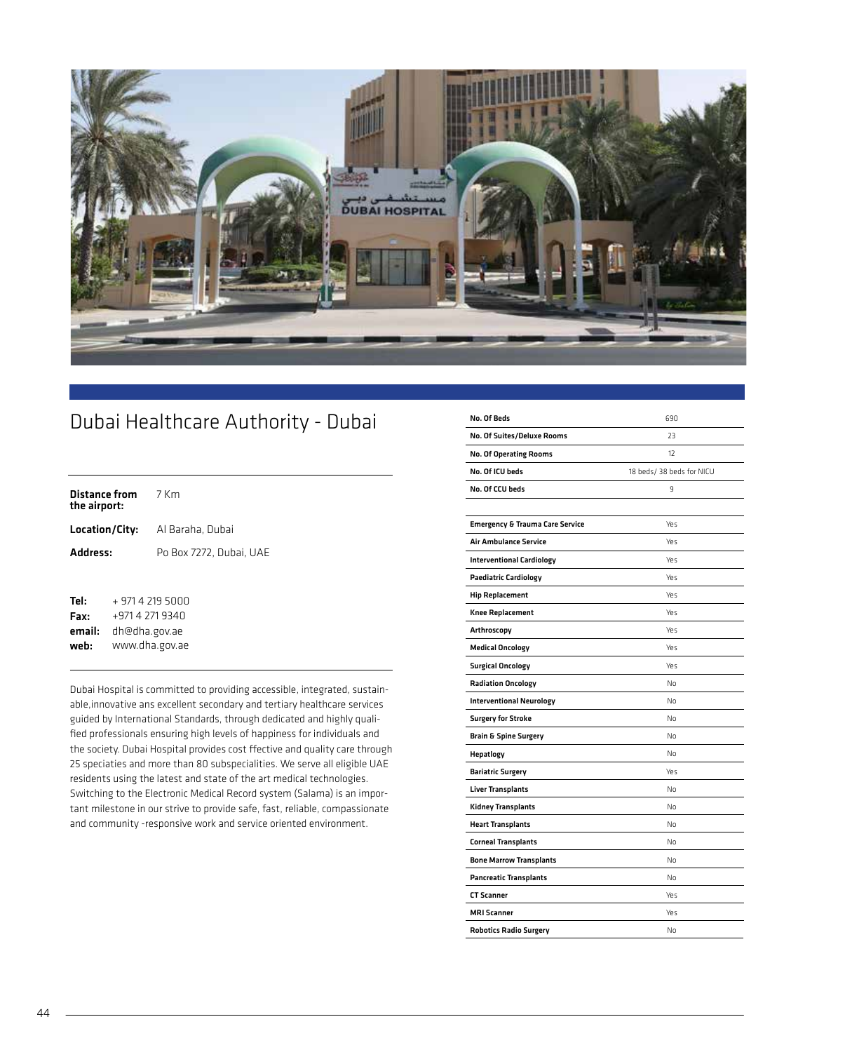# Dubai Healthcare Authority - Dubai

**Distance from the airport:** 7 Km

**Location/City:** Al Baraha, Dubai

**Address:** Po Box 7272, Dubai, UAE

**Tel:** + 971 4 219 5000
**Fax:** +971 4 271 9340
**email:** dh@dha.gov.ae
**web:** www.dha.gov.ae

Dubai Hospital is committed to providing accessible, integrated, sustainable,innovative ans excellent secondary and tertiary healthcare services guided by International Standards, through dedicated and highly qualified professionals ensuring high levels of happiness for individuals and the society. Dubai Hospital provides cost ffective and quality care through 25 speciaties and more than 80 subspecialities. We serve all eligible UAE residents using the latest and state of the art medical technologies. Switching to the Electronic Medical Record system (Salama) is an important milestone in our strive to provide safe, fast, reliable, compassionate and community -responsive work and service oriented environment.

| | |
|---|---|
| **No. Of Beds** | 690 |
| **No. Of Suites/Deluxe Rooms** | 23 |
| **No. Of Operating Rooms** | 12 |
| **No. Of ICU beds** | 18 beds/ 38 beds for NICU |
| **No. Of CCU beds** | 9 |

| | |
|---|---|
| **Emergency & Trauma Care Service** | Yes |
| **Air Ambulance Service** | Yes |
| **Interventional Cardiology** | Yes |
| **Paediatric Cardiology** | Yes |
| **Hip Replacement** | Yes |
| **Knee Replacement** | Yes |
| **Arthroscopy** | Yes |
| **Medical Oncology** | Yes |
| **Surgical Oncology** | Yes |
| **Radiation Oncology** | No |
| **Interventional Neurology** | No |
| **Surgery for Stroke** | No |
| **Brain & Spine Surgery** | No |
| **Hepatlogy** | No |
| **Bariatric Surgery** | Yes |
| **Liver Transplants** | No |
| **Kidney Transplants** | No |
| **Heart Transplants** | No |
| **Corneal Transplants** | No |
| **Bone Marrow Transplants** | No |
| **Pancreatic Transplants** | No |
| **CT Scanner** | Yes |
| **MRI Scanner** | Yes |
| **Robotics Radio Surgery** | No |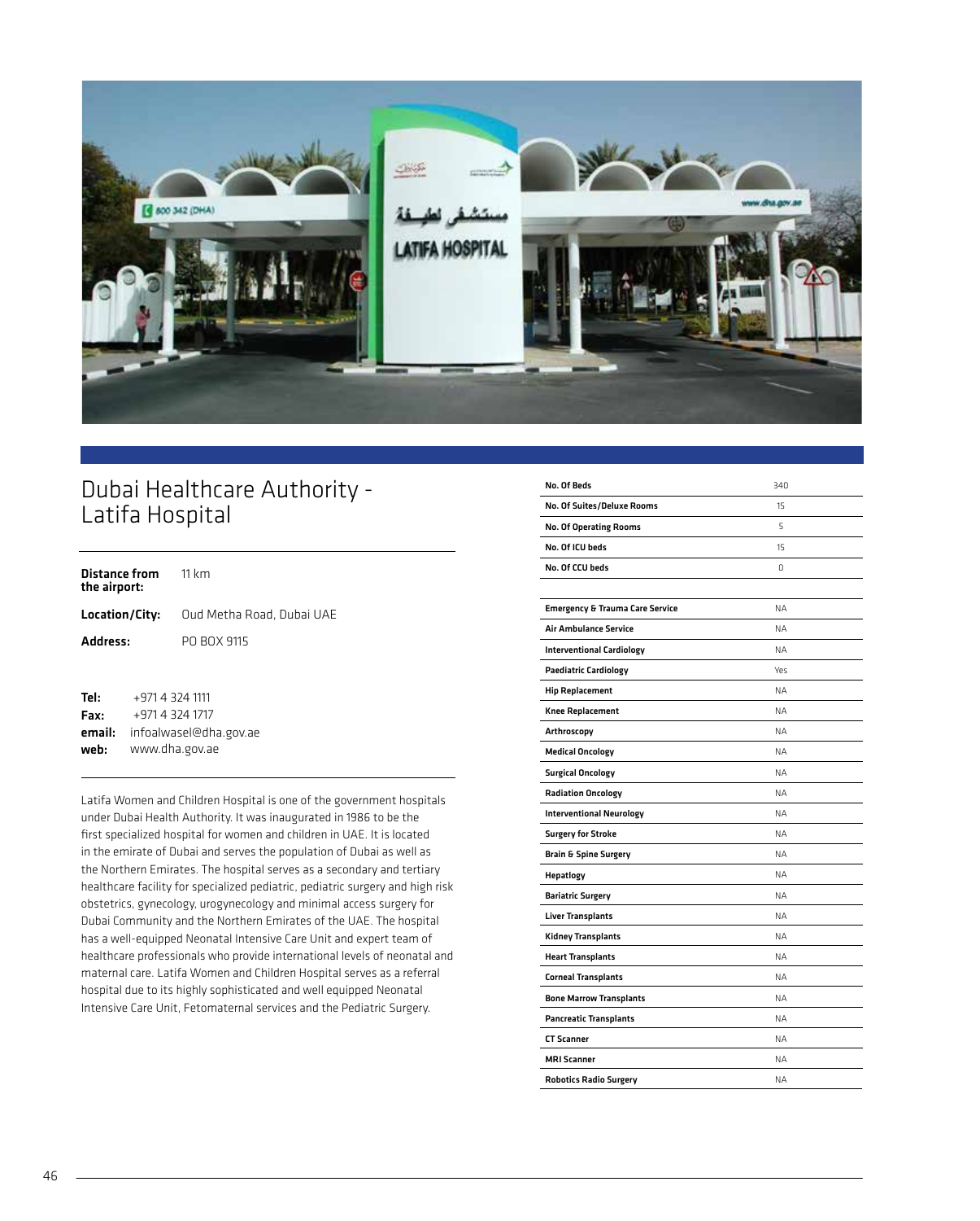# Dubai Healthcare Authority - Latifa Hospital

**Distance from the airport:** 11 km

**Location/City:** Oud Metha Road, Dubai UAE

**Address:** PO BOX 9115

**Tel:** +971 4 324 1111
**Fax:** +971 4 324 1717
**email:** infoalwasel@dha.gov.ae
**web:** www.dha.gov.ae

Latifa Women and Children Hospital is one of the government hospitals under Dubai Health Authority. It was inaugurated in 1986 to be the first specialized hospital for women and children in UAE. It is located in the emirate of Dubai and serves the population of Dubai as well as the Northern Emirates. The hospital serves as a secondary and tertiary healthcare facility for specialized pediatric, pediatric surgery and high risk obstetrics, gynecology, urogynecology and minimal access surgery for Dubai Community and the Northern Emirates of the UAE. The hospital has a well-equipped Neonatal Intensive Care Unit and expert team of healthcare professionals who provide international levels of neonatal and maternal care. Latifa Women and Children Hospital serves as a referral hospital due to its highly sophisticated and well equipped Neonatal Intensive Care Unit, Fetomaternal services and the Pediatric Surgery.

| | |
|---|---|
| **No. Of Beds** | 340 |
| **No. Of Suites/Deluxe Rooms** | 15 |
| **No. Of Operating Rooms** | 5 |
| **No. Of ICU beds** | 15 |
| **No. Of CCU beds** | 0 |

| | |
|---|---|
| **Emergency & Trauma Care Service** | NA |
| **Air Ambulance Service** | NA |
| **Interventional Cardiology** | NA |
| **Paediatric Cardiology** | Yes |
| **Hip Replacement** | NA |
| **Knee Replacement** | NA |
| **Arthroscopy** | NA |
| **Medical Oncology** | NA |
| **Surgical Oncology** | NA |
| **Radiation Oncology** | NA |
| **Interventional Neurology** | NA |
| **Surgery for Stroke** | NA |
| **Brain & Spine Surgery** | NA |
| **Hepatlogy** | NA |
| **Bariatric Surgery** | NA |
| **Liver Transplants** | NA |
| **Kidney Transplants** | NA |
| **Heart Transplants** | NA |
| **Corneal Transplants** | NA |
| **Bone Marrow Transplants** | NA |
| **Pancreatic Transplants** | NA |
| **CT Scanner** | NA |
| **MRI Scanner** | NA |
| **Robotics Radio Surgery** | NA |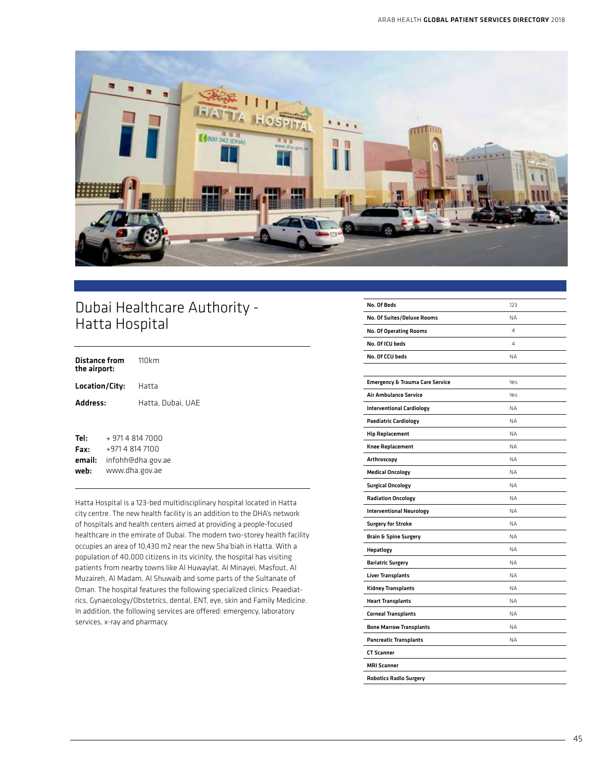# Dubai Healthcare Authority - Hatta Hospital

**Distance from the airport:** 110km

**Location/City:** Hatta

**Address:** Hatta, Dubai, UAE

**Tel:** + 971 4 814 7000
**Fax:** +971 4 814 7100
**email:** infohh@dha.gov.ae
**web:** www.dha.gov.ae

Hatta Hospital is a 123-bed multidisciplinary hospital located in Hatta city centre. The new health facility is an addition to the DHA's network of hospitals and health centers aimed at providing a people-focused healthcare in the emirate of Dubai. The modern two-storey health facility occupies an area of 10,430 m2 near the new Sha'biah in Hatta. With a population of 40,000 citizens in its vicinity, the hospital has visiting patients from nearby towns like Al Huwaylat, Al Minayei, Masfout, Al Muzaireh, Al Madam, Al Shuwaib and some parts of the Sultanate of Oman. The hospital features the following specialized clinics: Peaediatrics, Gynaecology/Obstetrics, dental, ENT, eye, skin and Family Medicine. In addition, the following services are offered: emergency, laboratory services, x-ray and pharmacy.

| | |
|---|---|
| **No. Of Beds** | 123 |
| **No. Of Suites/Deluxe Rooms** | NA |
| **No. Of Operating Rooms** | 4 |
| **No. Of ICU beds** | 4 |
| **No. Of CCU beds** | NA |

| | |
|---|---|
| **Emergency & Trauma Care Service** | Yes |
| **Air Ambulance Service** | Yes |
| **Interventional Cardiology** | NA |
| **Paediatric Cardiology** | NA |
| **Hip Replacement** | NA |
| **Knee Replacement** | NA |
| **Arthroscopy** | NA |
| **Medical Oncology** | NA |
| **Surgical Oncology** | NA |
| **Radiation Oncology** | NA |
| **Interventional Neurology** | NA |
| **Surgery for Stroke** | NA |
| **Brain & Spine Surgery** | NA |
| **Hepatlogy** | NA |
| **Bariatric Surgery** | NA |
| **Liver Transplants** | NA |
| **Kidney Transplants** | NA |
| **Heart Transplants** | NA |
| **Corneal Transplants** | NA |
| **Bone Marrow Transplants** | NA |
| **Pancreatic Transplants** | NA |
| **CT Scanner** | |
| **MRI Scanner** | |
| **Robotics Radio Surgery** | |